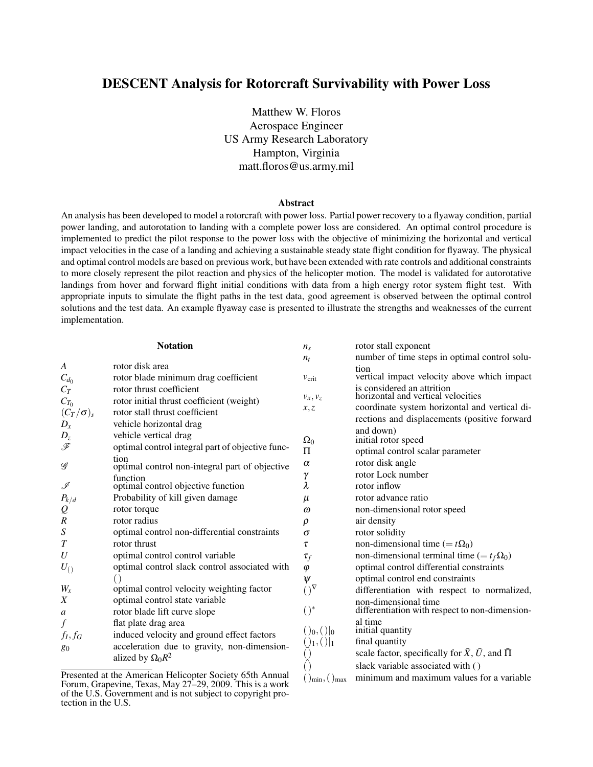# DESCENT Analysis for Rotorcraft Survivability with Power Loss

Matthew W. Floros
Aerospace Engineer
US Army Research Laboratory
Hampton, Virginia
matt.floros@us.army.mil

### Abstract

An analysis has been developed to model a rotorcraft with power loss. Partial power recovery to a flyaway condition, partial power landing, and autorotation to landing with a complete power loss are considered. An optimal control procedure is implemented to predict the pilot response to the power loss with the objective of minimizing the horizontal and vertical impact velocities in the case of a landing and achieving a sustainable steady state flight condition for flyaway. The physical and optimal control models are based on previous work, but have been extended with rate controls and additional constraints to more closely represent the pilot reaction and physics of the helicopter motion. The model is validated for autorotative landings from hover and forward flight initial conditions with data from a high energy rotor system flight test. With appropriate inputs to simulate the flight paths in the test data, good agreement is observed between the optimal control solutions and the test data. An example flyaway case is presented to illustrate the strengths and weaknesses of the current implementation.

### Notation

| | |
|---|---|
| $A$ | rotor disk area |
| $C_{d_0}$ | rotor blade minimum drag coefficient |
| $C_T$ | rotor thrust coefficient |
| $C_{T_0}$ | rotor initial thrust coefficient (weight) |
| $(C_T/\sigma)_s$ | rotor stall thrust coefficient |
| $D_x$ | vehicle horizontal drag |
| $D_z$ | vehicle vertical drag |
| $\mathscr{F}$ | optimal control integral part of objective function |
| $\mathscr{G}$ | optimal control non-integral part of objective function |
| $\mathscr{I}$ | optimal control objective function |
| $P_{k/d}$ | Probability of kill given damage |
| $Q$ | rotor torque |
| $R$ | rotor radius |
| $S$ | optimal control non-differential constraints |
| $T$ | rotor thrust |
| $U$ | optimal control control variable |
| $U_{()}$ | optimal control slack control associated with () |
| $W_x$ | optimal control velocity weighting factor |
| $X$ | optimal control state variable |
| $a$ | rotor blade lift curve slope |
| $f$ | flat plate drag area |
| $f_I, f_G$ | induced velocity and ground effect factors |
| $g_0$ | acceleration due to gravity, non-dimensionalized by $\Omega_0 R^2$ |
| $n_s$ | rotor stall exponent |
| $n_t$ | number of time steps in optimal control solution |
| $v_{\text{crit}}$ | vertical impact velocity above which impact is considered an attrition |
| $v_x, v_z$ | horizontal and vertical velocities |
| $x, z$ | coordinate system horizontal and vertical directions and displacements (positive forward and down) |
| $\Omega_0$ | initial rotor speed |
| $\Pi$ | optimal control scalar parameter |
| $\alpha$ | rotor disk angle |
| $\gamma$ | rotor Lock number |
| $\lambda$ | rotor inflow |
| $\mu$ | rotor advance ratio |
| $\omega$ | non-dimensional rotor speed |
| $\rho$ | air density |
| $\sigma$ | rotor solidity |
| $\tau$ | non-dimensional time ($= t\Omega_0$) |
| $\tau_f$ | non-dimensional terminal time ($= t_f\Omega_0$) |
| $\varphi$ | optimal control differential constraints |
| $\psi$ | optimal control end constraints |
| $()^{\nabla}$ | differentiation with respect to normalized, non-dimensional time |
| $()^{*}$ | differentiation with respect to non-dimensional time |
| $()_0, ()\|_0$ | initial quantity |
| $()_1, ()\|_1$ | final quantity |
| $\bar{()}$ | scale factor, specifically for $\bar{X}$, $\bar{U}$, and $\bar{\Pi}$ |
| $\hat{()}$ | slack variable associated with () |
| $()_{\min}, ()_{\max}$ | minimum and maximum values for a variable |

Presented at the American Helicopter Society 65th Annual Forum, Grapevine, Texas, May 27–29, 2009. This is a work of the U.S. Government and is not subject to copyright protection in the U.S.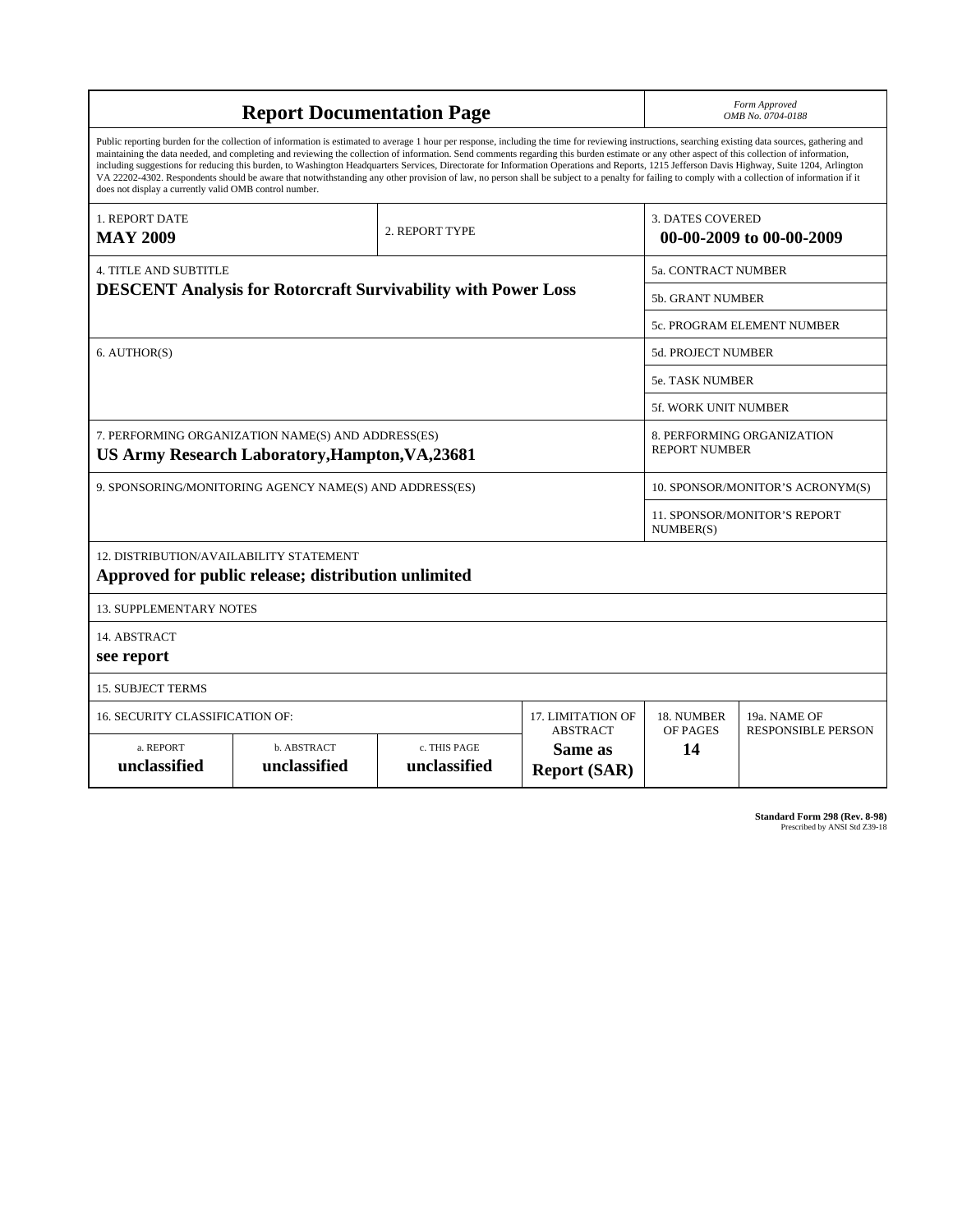# Report Documentation Page

*Form Approved*
*OMB No. 0704-0188*

Public reporting burden for the collection of information is estimated to average 1 hour per response, including the time for reviewing instructions, searching existing data sources, gathering and maintaining the data needed, and completing and reviewing the collection of information. Send comments regarding this burden estimate or any other aspect of this collection of information, including suggestions for reducing this burden, to Washington Headquarters Services, Directorate for Information Operations and Reports, 1215 Jefferson Davis Highway, Suite 1204, Arlington VA 22202-4302. Respondents should be aware that notwithstanding any other provision of law, no person shall be subject to a penalty for failing to comply with a collection of information if it does not display a currently valid OMB control number.

| | | |
|---|---|---|
| 1. REPORT DATE<br>**MAY 2009** | 2. REPORT TYPE | 3. DATES COVERED<br>**00-00-2009 to 00-00-2009** |
| 4. TITLE AND SUBTITLE<br>**DESCENT Analysis for Rotorcraft Survivability with Power Loss** | | 5a. CONTRACT NUMBER |
| | | 5b. GRANT NUMBER |
| | | 5c. PROGRAM ELEMENT NUMBER |
| 6. AUTHOR(S) | | 5d. PROJECT NUMBER |
| | | 5e. TASK NUMBER |
| | | 5f. WORK UNIT NUMBER |
| 7. PERFORMING ORGANIZATION NAME(S) AND ADDRESS(ES)<br>**US Army Research Laboratory,Hampton,VA,23681** | | 8. PERFORMING ORGANIZATION REPORT NUMBER |
| 9. SPONSORING/MONITORING AGENCY NAME(S) AND ADDRESS(ES) | | 10. SPONSOR/MONITOR'S ACRONYM(S) |
| | | 11. SPONSOR/MONITOR'S REPORT NUMBER(S) |

12. DISTRIBUTION/AVAILABILITY STATEMENT
**Approved for public release; distribution unlimited**

13. SUPPLEMENTARY NOTES

14. ABSTRACT
**see report**

15. SUBJECT TERMS

| 16. SECURITY CLASSIFICATION OF: | | | 17. LIMITATION OF ABSTRACT | 18. NUMBER OF PAGES | 19a. NAME OF RESPONSIBLE PERSON |
|---|---|---|---|---|---|
| a. REPORT<br>**unclassified** | b. ABSTRACT<br>**unclassified** | c. THIS PAGE<br>**unclassified** | **Same as Report (SAR)** | **14** | |

**Standard Form 298 (Rev. 8-98)**
Prescribed by ANSI Std Z39-18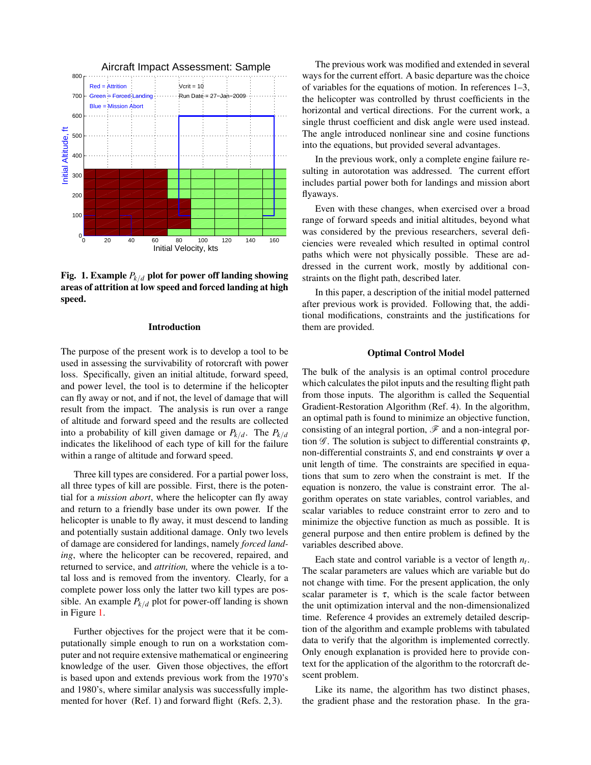**Fig. 1. Example $P_{k/d}$ plot for power off landing showing areas of attrition at low speed and forced landing at high speed.**

## Introduction

The purpose of the present work is to develop a tool to be used in assessing the survivability of rotorcraft with power loss. Specifically, given an initial altitude, forward speed, and power level, the tool is to determine if the helicopter can fly away or not, and if not, the level of damage that will result from the impact. The analysis is run over a range of altitude and forward speed and the results are collected into a probability of kill given damage or $P_{k/d}$. The $P_{k/d}$ indicates the likelihood of each type of kill for the failure within a range of altitude and forward speed.

Three kill types are considered. For a partial power loss, all three types of kill are possible. First, there is the potential for a *mission abort*, where the helicopter can fly away and return to a friendly base under its own power. If the helicopter is unable to fly away, it must descend to landing and potentially sustain additional damage. Only two levels of damage are considered for landings, namely *forced landing*, where the helicopter can be recovered, repaired, and returned to service, and *attrition,* where the vehicle is a total loss and is removed from the inventory. Clearly, for a complete power loss only the latter two kill types are possible. An example $P_{k/d}$ plot for power-off landing is shown in Figure 1.

Further objectives for the project were that it be computationally simple enough to run on a workstation computer and not require extensive mathematical or engineering knowledge of the user. Given those objectives, the effort is based upon and extends previous work from the 1970's and 1980's, where similar analysis was successfully implemented for hover (Ref. 1) and forward flight (Refs. 2, 3).

The previous work was modified and extended in several ways for the current effort. A basic departure was the choice of variables for the equations of motion. In references 1–3, the helicopter was controlled by thrust coefficients in the horizontal and vertical directions. For the current work, a single thrust coefficient and disk angle were used instead. The angle introduced nonlinear sine and cosine functions into the equations, but provided several advantages.

In the previous work, only a complete engine failure resulting in autorotation was addressed. The current effort includes partial power both for landings and mission abort flyaways.

Even with these changes, when exercised over a broad range of forward speeds and initial altitudes, beyond what was considered by the previous researchers, several deficiencies were revealed which resulted in optimal control paths which were not physically possible. These are addressed in the current work, mostly by additional constraints on the flight path, described later.

In this paper, a description of the initial model patterned after previous work is provided. Following that, the additional modifications, constraints and the justifications for them are provided.

## Optimal Control Model

The bulk of the analysis is an optimal control procedure which calculates the pilot inputs and the resulting flight path from those inputs. The algorithm is called the Sequential Gradient-Restoration Algorithm (Ref. 4). In the algorithm, an optimal path is found to minimize an objective function, consisting of an integral portion, $\mathscr{F}$ and a non-integral portion $\mathscr{G}$. The solution is subject to differential constraints $\varphi$, non-differential constraints $S$, and end constraints $\psi$ over a unit length of time. The constraints are specified in equations that sum to zero when the constraint is met. If the equation is nonzero, the value is constraint error. The algorithm operates on state variables, control variables, and scalar variables to reduce constraint error to zero and to minimize the objective function as much as possible. It is general purpose and then entire problem is defined by the variables described above.

Each state and control variable is a vector of length $n_t$. The scalar parameters are values which are variable but do not change with time. For the present application, the only scalar parameter is $\tau$, which is the scale factor between the unit optimization interval and the non-dimensionalized time. Reference 4 provides an extremely detailed description of the algorithm and example problems with tabulated data to verify that the algorithm is implemented correctly. Only enough explanation is provided here to provide context for the application of the algorithm to the rotorcraft descent problem.

Like its name, the algorithm has two distinct phases, the gradient phase and the restoration phase. In the gra-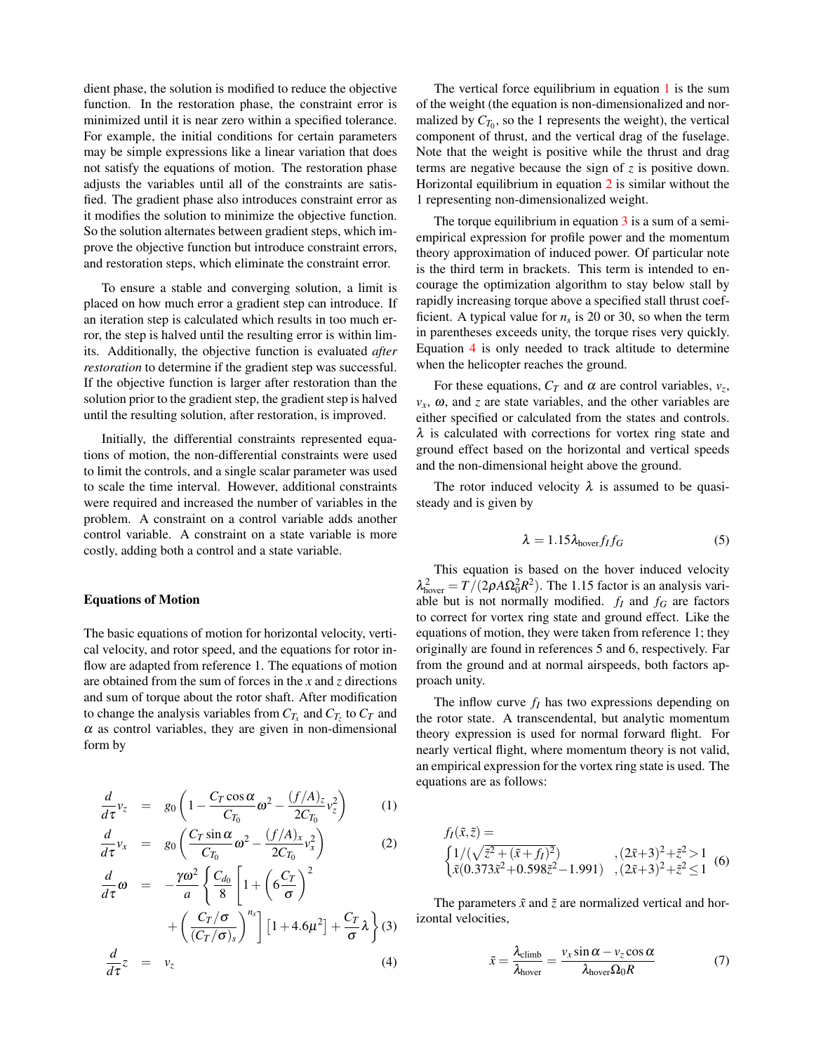dient phase, the solution is modified to reduce the objective function. In the restoration phase, the constraint error is minimized until it is near zero within a specified tolerance. For example, the initial conditions for certain parameters may be simple expressions like a linear variation that does not satisfy the equations of motion. The restoration phase adjusts the variables until all of the constraints are satisfied. The gradient phase also introduces constraint error as it modifies the solution to minimize the objective function. So the solution alternates between gradient steps, which improve the objective function but introduce constraint errors, and restoration steps, which eliminate the constraint error.

To ensure a stable and converging solution, a limit is placed on how much error a gradient step can introduce. If an iteration step is calculated which results in too much error, the step is halved until the resulting error is within limits. Additionally, the objective function is evaluated *after restoration* to determine if the gradient step was successful. If the objective function is larger after restoration than the solution prior to the gradient step, the gradient step is halved until the resulting solution, after restoration, is improved.

Initially, the differential constraints represented equations of motion, the non-differential constraints were used to limit the controls, and a single scalar parameter was used to scale the time interval. However, additional constraints were required and increased the number of variables in the problem. A constraint on a control variable adds another control variable. A constraint on a state variable is more costly, adding both a control and a state variable.

### Equations of Motion

The basic equations of motion for horizontal velocity, vertical velocity, and rotor speed, and the equations for rotor inflow are adapted from reference 1. The equations of motion are obtained from the sum of forces in the $x$ and $z$ directions and sum of torque about the rotor shaft. After modification to change the analysis variables from $C_{T_x}$ and $C_{T_z}$ to $C_T$ and $\alpha$ as control variables, they are given in non-dimensional form by

$$\frac{d}{d\tau}v_z = g_0\left(1 - \frac{C_T\cos\alpha}{C_{T_0}}\omega^2 - \frac{(f/A)_z}{2C_{T_0}}v_z^2\right) \quad (1)$$

$$\frac{d}{d\tau}v_x = g_0\left(\frac{C_T\sin\alpha}{C_{T_0}}\omega^2 - \frac{(f/A)_x}{2C_{T_0}}v_x^2\right) \quad (2)$$

$$\frac{d}{d\tau}\omega = -\frac{\gamma\omega^2}{a}\left\{\frac{C_{d_0}}{8}\left[1+\left(6\frac{C_T}{\sigma}\right)^2 + \left(\frac{C_T/\sigma}{(C_T/\sigma)_s}\right)^{n_s}\right]\left[1+4.6\mu^2\right] + \frac{C_T}{\sigma}\lambda\right\} \quad (3)$$

$$\frac{d}{d\tau}z = v_z \quad (4)$$

The vertical force equilibrium in equation 1 is the sum of the weight (the equation is non-dimensionalized and normalized by $C_{T_0}$, so the 1 represents the weight), the vertical component of thrust, and the vertical drag of the fuselage. Note that the weight is positive while the thrust and drag terms are negative because the sign of $z$ is positive down. Horizontal equilibrium in equation 2 is similar without the 1 representing non-dimensionalized weight.

The torque equilibrium in equation 3 is a sum of a semi-empirical expression for profile power and the momentum theory approximation of induced power. Of particular note is the third term in brackets. This term is intended to encourage the optimization algorithm to stay below stall by rapidly increasing torque above a specified stall thrust coefficient. A typical value for $n_s$ is 20 or 30, so when the term in parentheses exceeds unity, the torque rises very quickly. Equation 4 is only needed to track altitude to determine when the helicopter reaches the ground.

For these equations, $C_T$ and $\alpha$ are control variables, $v_z$, $v_x$, $\omega$, and $z$ are state variables, and the other variables are either specified or calculated from the states and controls. $\lambda$ is calculated with corrections for vortex ring state and ground effect based on the horizontal and vertical speeds and the non-dimensional height above the ground.

The rotor induced velocity $\lambda$ is assumed to be quasi-steady and is given by

$$\lambda = 1.15\lambda_{\text{hover}} f_I f_G \quad (5)$$

This equation is based on the hover induced velocity $\lambda_{\text{hover}}^2 = T/(2\rho A\Omega_0^2R^2)$. The 1.15 factor is an analysis variable but is not normally modified. $f_I$ and $f_G$ are factors to correct for vortex ring state and ground effect. Like the equations of motion, they were taken from reference 1; they originally are found in references 5 and 6, respectively. Far from the ground and at normal airspeeds, both factors approach unity.

The inflow curve $f_I$ has two expressions depending on the rotor state. A transcendental, but analytic momentum theory expression is used for normal forward flight. For nearly vertical flight, where momentum theory is not valid, an empirical expression for the vortex ring state is used. The equations are as follows:

$$f_I(\tilde{x},\tilde{z}) = \begin{cases} 1/(\sqrt{\tilde{z}^2+(\tilde{x}+f_I)^2}) & ,(2\tilde{x}+3)^2+\tilde{z}^2>1 \\ \tilde{x}(0.373\tilde{x}^2+0.598\tilde{z}^2-1.991) & ,(2\tilde{x}+3)^2+\tilde{z}^2\le 1 \end{cases} \quad (6)$$

The parameters $\tilde{x}$ and $\tilde{z}$ are normalized vertical and horizontal velocities,

$$\tilde{x} = \frac{\lambda_{\text{climb}}}{\lambda_{\text{hover}}} = \frac{v_x\sin\alpha - v_z\cos\alpha}{\lambda_{\text{hover}}\Omega_0 R} \quad (7)$$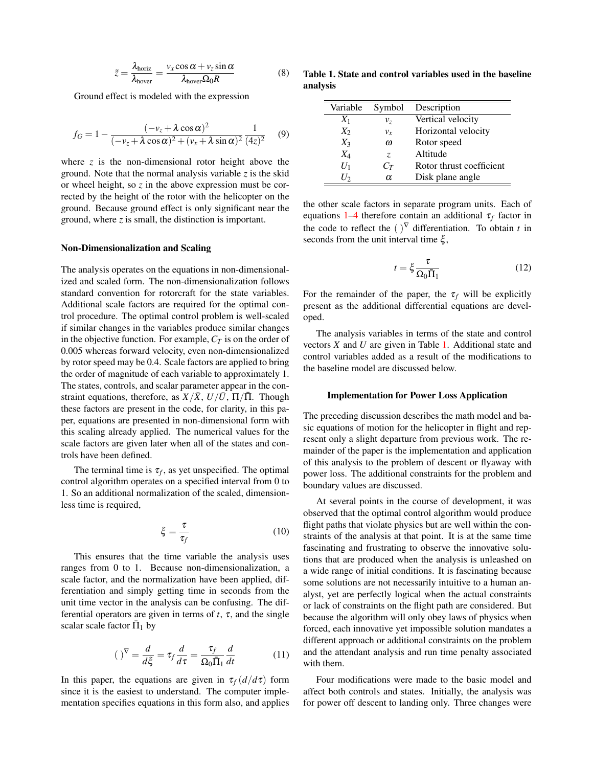$$\tilde{z} = \frac{\lambda_{\text{horiz}}}{\lambda_{\text{hover}}} = \frac{v_x \cos\alpha + v_z \sin\alpha}{\lambda_{\text{hover}} \Omega_0 R} \tag{8}$$

Ground effect is modeled with the expression

$$f_G = 1 - \frac{(-v_z + \lambda \cos\alpha)^2}{(-v_z + \lambda \cos\alpha)^2 + (v_x + \lambda \sin\alpha)^2} \frac{1}{(4z)^2} \tag{9}$$

where $z$ is the non-dimensional rotor height above the ground. Note that the normal analysis variable $z$ is the skid or wheel height, so $z$ in the above expression must be corrected by the height of the rotor with the helicopter on the ground. Because ground effect is only significant near the ground, where $z$ is small, the distinction is important.

### Non-Dimensionalization and Scaling

The analysis operates on the equations in non-dimensionalized and scaled form. The non-dimensionalization follows standard convention for rotorcraft for the state variables. Additional scale factors are required for the optimal control procedure. The optimal control problem is well-scaled if similar changes in the variables produce similar changes in the objective function. For example, $C_T$ is on the order of 0.005 whereas forward velocity, even non-dimensionalized by rotor speed may be 0.4. Scale factors are applied to bring the order of magnitude of each variable to approximately 1. The states, controls, and scalar parameter appear in the constraint equations, therefore, as $X/\bar{X}$, $U/\bar{U}$, $\Pi/\bar{\Pi}$. Though these factors are present in the code, for clarity, in this paper, equations are presented in non-dimensional form with this scaling already applied. The numerical values for the scale factors are given later when all of the states and controls have been defined.

The terminal time is $\tau_f$, as yet unspecified. The optimal control algorithm operates on a specified interval from 0 to 1. So an additional normalization of the scaled, dimensionless time is required,

$$\xi = \frac{\tau}{\tau_f} \tag{10}$$

This ensures that the time variable the analysis uses ranges from 0 to 1. Because non-dimensionalization, a scale factor, and the normalization have been applied, differentiation and simply getting time in seconds from the unit time vector in the analysis can be confusing. The differential operators are given in terms of $t$, $\tau$, and the single scalar scale factor $\bar{\Pi}_1$ by

$$(\ )^{\nabla} = \frac{d}{d\xi} = \tau_f \frac{d}{d\tau} = \frac{\tau_f}{\Omega_0 \bar{\Pi}_1} \frac{d}{dt} \tag{11}$$

In this paper, the equations are given in $\tau_f (d/d\tau)$ form since it is the easiest to understand. The computer implementation specifies equations in this form also, and applies the other scale factors in separate program units. Each of equations 1–4 therefore contain an additional $\tau_f$ factor in the code to reflect the $(\ )^{\nabla}$ differentiation. To obtain $t$ in seconds from the unit interval time $\xi$,

$$t = \xi \frac{\tau}{\Omega_0 \bar{\Pi}_1} \tag{12}$$

For the remainder of the paper, the $\tau_f$ will be explicitly present as the additional differential equations are developed.

The analysis variables in terms of the state and control vectors $X$ and $U$ are given in Table 1. Additional state and control variables added as a result of the modifications to the baseline model are discussed below.

**Table 1. State and control variables used in the baseline analysis**

| Variable | Symbol | Description |
|---|---|---|
| $X_1$ | $v_z$ | Vertical velocity |
| $X_2$ | $v_x$ | Horizontal velocity |
| $X_3$ | $\omega$ | Rotor speed |
| $X_4$ | $z$ | Altitude |
| $U_1$ | $C_T$ | Rotor thrust coefficient |
| $U_2$ | $\alpha$ | Disk plane angle |

### Implementation for Power Loss Application

The preceding discussion describes the math model and basic equations of motion for the helicopter in flight and represent only a slight departure from previous work. The remainder of the paper is the implementation and application of this analysis to the problem of descent or flyaway with power loss. The additional constraints for the problem and boundary values are discussed.

At several points in the course of development, it was observed that the optimal control algorithm would produce flight paths that violate physics but are well within the constraints of the analysis at that point. It is at the same time fascinating and frustrating to observe the innovative solutions that are produced when the analysis is unleashed on a wide range of initial conditions. It is fascinating because some solutions are not necessarily intuitive to a human analyst, yet are perfectly logical when the actual constraints or lack of constraints on the flight path are considered. But because the algorithm will only obey laws of physics when forced, each innovative yet impossible solution mandates a different approach or additional constraints on the problem and the attendant analysis and run time penalty associated with them.

Four modifications were made to the basic model and affect both controls and states. Initially, the analysis was for power off descent to landing only. Three changes were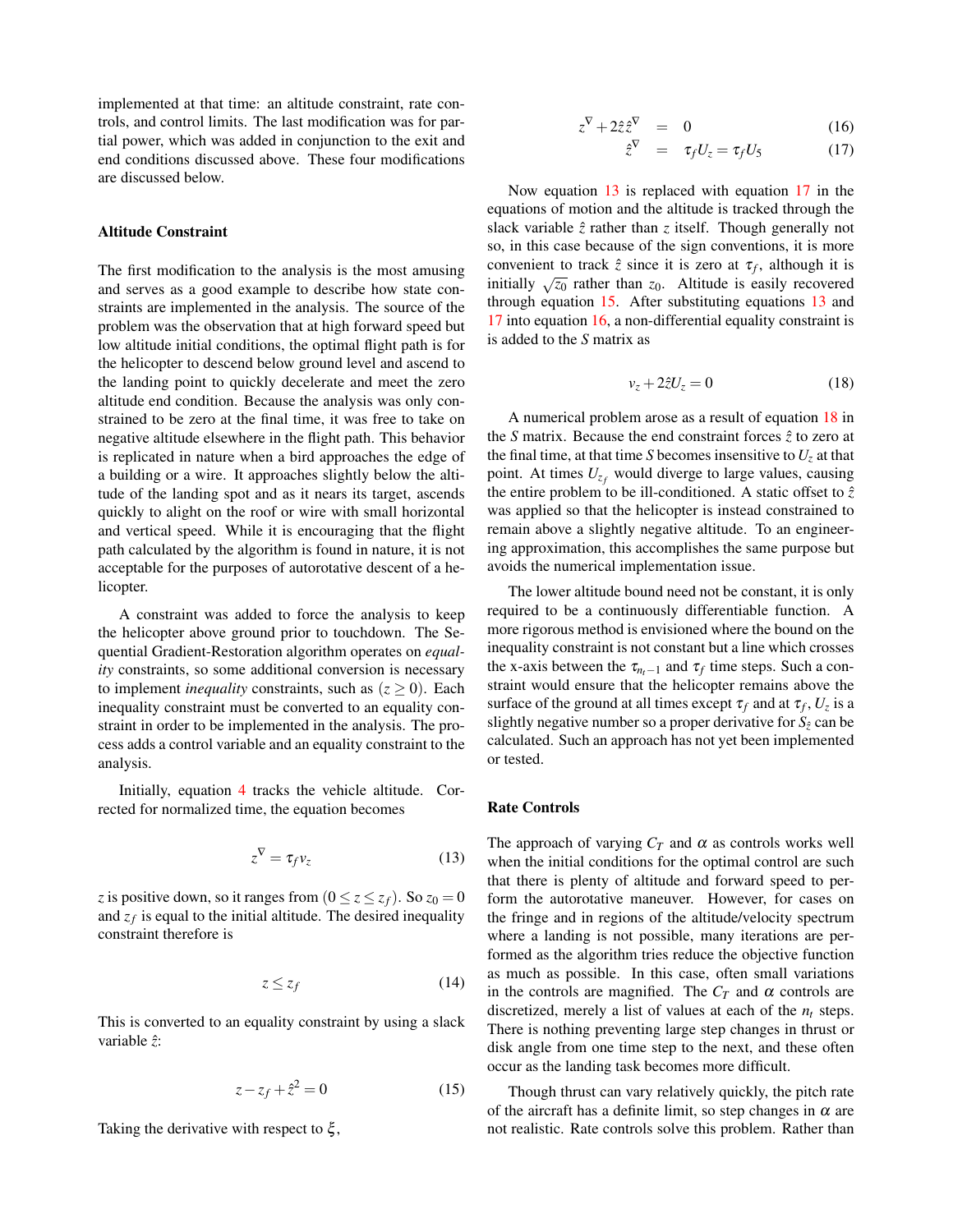implemented at that time: an altitude constraint, rate controls, and control limits. The last modification was for partial power, which was added in conjunction to the exit and end conditions discussed above. These four modifications are discussed below.

### Altitude Constraint

The first modification to the analysis is the most amusing and serves as a good example to describe how state constraints are implemented in the analysis. The source of the problem was the observation that at high forward speed but low altitude initial conditions, the optimal flight path is for the helicopter to descend below ground level and ascend to the landing point to quickly decelerate and meet the zero altitude end condition. Because the analysis was only constrained to be zero at the final time, it was free to take on negative altitude elsewhere in the flight path. This behavior is replicated in nature when a bird approaches the edge of a building or a wire. It approaches slightly below the altitude of the landing spot and as it nears its target, ascends quickly to alight on the roof or wire with small horizontal and vertical speed. While it is encouraging that the flight path calculated by the algorithm is found in nature, it is not acceptable for the purposes of autorotative descent of a helicopter.

A constraint was added to force the analysis to keep the helicopter above ground prior to touchdown. The Sequential Gradient-Restoration algorithm operates on *equality* constraints, so some additional conversion is necessary to implement *inequality* constraints, such as $(z \geq 0)$. Each inequality constraint must be converted to an equality constraint in order to be implemented in the analysis. The process adds a control variable and an equality constraint to the analysis.

Initially, equation 4 tracks the vehicle altitude. Corrected for normalized time, the equation becomes

$$z^{\nabla} = \tau_f v_z \tag{13}$$

$z$ is positive down, so it ranges from $(0 \leq z \leq z_f)$. So $z_0 = 0$ and $z_f$ is equal to the initial altitude. The desired inequality constraint therefore is

$$z \leq z_f \tag{14}$$

This is converted to an equality constraint by using a slack variable $\hat{z}$:

$$z - z_f + \hat{z}^2 = 0 \tag{15}$$

Taking the derivative with respect to $\xi$,

$$z^{\nabla} + 2\hat{z}\hat{z}^{\nabla} = 0 \tag{16}$$
$$\hat{z}^{\nabla} = \tau_f U_z = \tau_f U_5 \tag{17}$$

Now equation 13 is replaced with equation 17 in the equations of motion and the altitude is tracked through the slack variable $\hat{z}$ rather than $z$ itself. Though generally not so, in this case because of the sign conventions, it is more convenient to track $\hat{z}$ since it is zero at $\tau_f$, although it is initially $\sqrt{z_0}$ rather than $z_0$. Altitude is easily recovered through equation 15. After substituting equations 13 and 17 into equation 16, a non-differential equality constraint is is added to the $S$ matrix as

$$v_z + 2\hat{z}U_z = 0 \tag{18}$$

A numerical problem arose as a result of equation 18 in the $S$ matrix. Because the end constraint forces $\hat{z}$ to zero at the final time, at that time $S$ becomes insensitive to $U_z$ at that point. At times $U_{z_f}$ would diverge to large values, causing the entire problem to be ill-conditioned. A static offset to $\hat{z}$ was applied so that the helicopter is instead constrained to remain above a slightly negative altitude. To an engineering approximation, this accomplishes the same purpose but avoids the numerical implementation issue.

The lower altitude bound need not be constant, it is only required to be a continuously differentiable function. A more rigorous method is envisioned where the bound on the inequality constraint is not constant but a line which crosses the x-axis between the $\tau_{n_t-1}$ and $\tau_f$ time steps. Such a constraint would ensure that the helicopter remains above the surface of the ground at all times except $\tau_f$ and at $\tau_f$, $U_z$ is a slightly negative number so a proper derivative for $S_{\hat{z}}$ can be calculated. Such an approach has not yet been implemented or tested.

### Rate Controls

The approach of varying $C_T$ and $\alpha$ as controls works well when the initial conditions for the optimal control are such that there is plenty of altitude and forward speed to perform the autorotative maneuver. However, for cases on the fringe and in regions of the altitude/velocity spectrum where a landing is not possible, many iterations are performed as the algorithm tries reduce the objective function as much as possible. In this case, often small variations in the controls are magnified. The $C_T$ and $\alpha$ controls are discretized, merely a list of values at each of the $n_t$ steps. There is nothing preventing large step changes in thrust or disk angle from one time step to the next, and these often occur as the landing task becomes more difficult.

Though thrust can vary relatively quickly, the pitch rate of the aircraft has a definite limit, so step changes in $\alpha$ are not realistic. Rate controls solve this problem. Rather than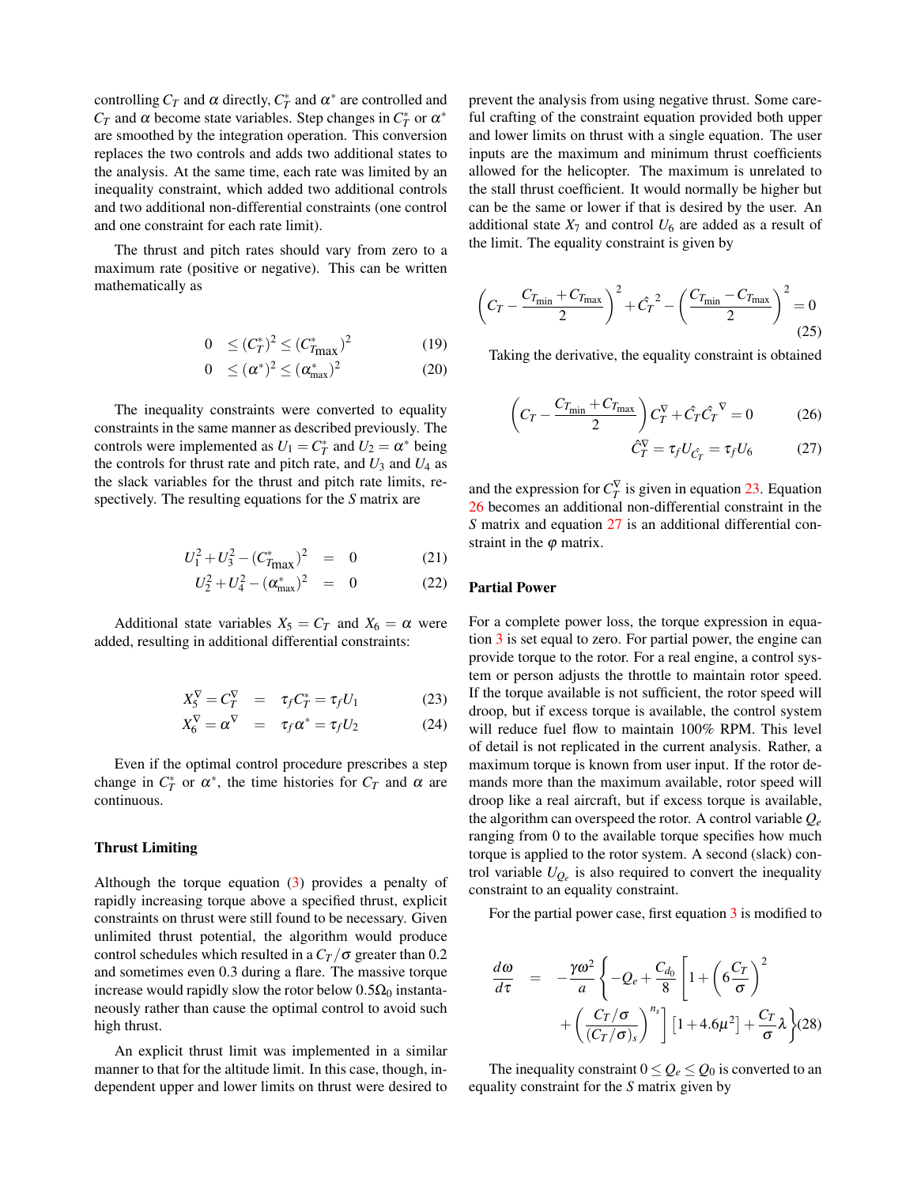controlling $C_T$ and $\alpha$ directly, $C_T^*$ and $\alpha^*$ are controlled and $C_T$ and $\alpha$ become state variables. Step changes in $C_T^*$ or $\alpha^*$ are smoothed by the integration operation. This conversion replaces the two controls and adds two additional states to the analysis. At the same time, each rate was limited by an inequality constraint, which added two additional controls and two additional non-differential constraints (one control and one constraint for each rate limit).

The thrust and pitch rates should vary from zero to a maximum rate (positive or negative). This can be written mathematically as

$$0 \leq (C_T^*)^2 \leq (C_{T\max}^*)^2 \tag{19}$$

$$0 \leq (\alpha^*)^2 \leq (\alpha_{\max}^*)^2 \tag{20}$$

The inequality constraints were converted to equality constraints in the same manner as described previously. The controls were implemented as $U_1 = C_T^*$ and $U_2 = \alpha^*$ being the controls for thrust rate and pitch rate, and $U_3$ and $U_4$ as the slack variables for the thrust and pitch rate limits, respectively. The resulting equations for the $S$ matrix are

$$U_1^2 + U_3^2 - (C_{T\max}^*)^2 = 0 \tag{21}$$

$$U_2^2 + U_4^2 - (\alpha_{\max}^*)^2 = 0 \tag{22}$$

Additional state variables $X_5 = C_T$ and $X_6 = \alpha$ were added, resulting in additional differential constraints:

$$X_5^\nabla = C_T^\nabla = \tau_f C_T^* = \tau_f U_1 \tag{23}$$

$$X_6^\nabla = \alpha^\nabla = \tau_f \alpha^* = \tau_f U_2 \tag{24}$$

Even if the optimal control procedure prescribes a step change in $C_T^*$ or $\alpha^*$, the time histories for $C_T$ and $\alpha$ are continuous.

### Thrust Limiting

Although the torque equation (3) provides a penalty of rapidly increasing torque above a specified thrust, explicit constraints on thrust were still found to be necessary. Given unlimited thrust potential, the algorithm would produce control schedules which resulted in a $C_T/\sigma$ greater than 0.2 and sometimes even 0.3 during a flare. The massive torque increase would rapidly slow the rotor below $0.5\Omega_0$ instantaneously rather than cause the optimal control to avoid such high thrust.

An explicit thrust limit was implemented in a similar manner to that for the altitude limit. In this case, though, independent upper and lower limits on thrust were desired to prevent the analysis from using negative thrust. Some careful crafting of the constraint equation provided both upper and lower limits on thrust with a single equation. The user inputs are the maximum and minimum thrust coefficients allowed for the helicopter. The maximum is unrelated to the stall thrust coefficient. It would normally be higher but can be the same or lower if that is desired by the user. An additional state $X_7$ and control $U_6$ are added as a result of the limit. The equality constraint is given by

$$\left(C_T - \frac{C_{T\min} + C_{T\max}}{2}\right)^2 + \hat{C_T}^2 - \left(\frac{C_{T\min} - C_{T\max}}{2}\right)^2 = 0 \tag{25}$$

Taking the derivative, the equality constraint is obtained

$$\left(C_T - \frac{C_{T\min} + C_{T\max}}{2}\right) C_T^\nabla + \hat{C_T}\hat{C_T}^\nabla = 0 \tag{26}$$

$$\hat{C}_T^\nabla = \tau_f U_{\hat{C}_T} = \tau_f U_6 \tag{27}$$

and the expression for $C_T^\nabla$ is given in equation 23. Equation 26 becomes an additional non-differential constraint in the $S$ matrix and equation 27 is an additional differential constraint in the $\varphi$ matrix.

### Partial Power

For a complete power loss, the torque expression in equation 3 is set equal to zero. For partial power, the engine can provide torque to the rotor. For a real engine, a control system or person adjusts the throttle to maintain rotor speed. If the torque available is not sufficient, the rotor speed will droop, but if excess torque is available, the control system will reduce fuel flow to maintain 100% RPM. This level of detail is not replicated in the current analysis. Rather, a maximum torque is known from user input. If the rotor demands more than the maximum available, rotor speed will droop like a real aircraft, but if excess torque is available, the algorithm can overspeed the rotor. A control variable $Q_e$ ranging from 0 to the available torque specifies how much torque is applied to the rotor system. A second (slack) control variable $U_{Q_e}$ is also required to convert the inequality constraint to an equality constraint.

For the partial power case, first equation 3 is modified to

$$\frac{d\omega}{d\tau} = -\frac{\gamma\omega^2}{a}\left\{-Q_e + \frac{C_{d_0}}{8}\left[1 + \left(6\frac{C_T}{\sigma}\right)^2 + \left(\frac{C_T/\sigma}{(C_T/\sigma)_s}\right)^{n_s}\right]\left[1 + 4.6\mu^2\right] + \frac{C_T}{\sigma}\lambda\right\} \tag{28}$$

The inequality constraint $0 \leq Q_e \leq Q_0$ is converted to an equality constraint for the $S$ matrix given by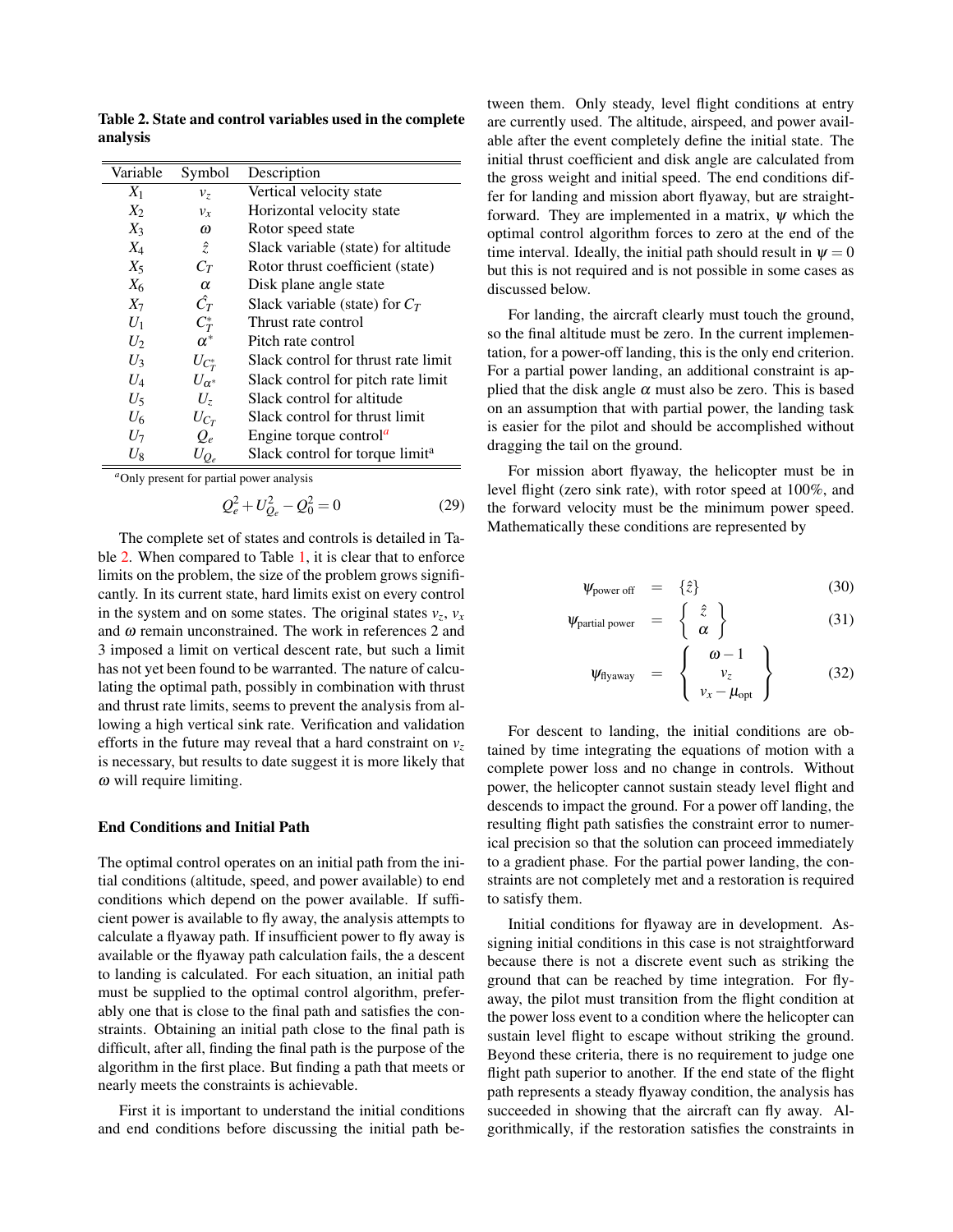**Table 2. State and control variables used in the complete analysis**

| Variable | Symbol | Description |
|---|---|---|
| $X_1$ | $v_z$ | Vertical velocity state |
| $X_2$ | $v_x$ | Horizontal velocity state |
| $X_3$ | $\omega$ | Rotor speed state |
| $X_4$ | $\hat{z}$ | Slack variable (state) for altitude |
| $X_5$ | $C_T$ | Rotor thrust coefficient (state) |
| $X_6$ | $\alpha$ | Disk plane angle state |
| $X_7$ | $\hat{C}_T$ | Slack variable (state) for $C_T$ |
| $U_1$ | $C_T^*$ | Thrust rate control |
| $U_2$ | $\alpha^*$ | Pitch rate control |
| $U_3$ | $U_{C_T^*}$ | Slack control for thrust rate limit |
| $U_4$ | $U_{\alpha^*}$ | Slack control for pitch rate limit |
| $U_5$ | $U_z$ | Slack control for altitude |
| $U_6$ | $U_{C_T}$ | Slack control for thrust limit |
| $U_7$ | $Q_e$ | Engine torque control[a] |
| $U_8$ | $U_{Q_e}$ | Slack control for torque limit[a] |

[a]Only present for partial power analysis

$$Q_e^2 + U_{Q_e}^2 - Q_0^2 = 0 \tag{29}$$

The complete set of states and controls is detailed in Table 2. When compared to Table 1, it is clear that to enforce limits on the problem, the size of the problem grows significantly. In its current state, hard limits exist on every control in the system and on some states. The original states $v_z$, $v_x$ and $\omega$ remain unconstrained. The work in references 2 and 3 imposed a limit on vertical descent rate, but such a limit has not yet been found to be warranted. The nature of calculating the optimal path, possibly in combination with thrust and thrust rate limits, seems to prevent the analysis from allowing a high vertical sink rate. Verification and validation efforts in the future may reveal that a hard constraint on $v_z$ is necessary, but results to date suggest it is more likely that $\omega$ will require limiting.

### End Conditions and Initial Path

The optimal control operates on an initial path from the initial conditions (altitude, speed, and power available) to end conditions which depend on the power available. If sufficient power is available to fly away, the analysis attempts to calculate a flyaway path. If insufficient power to fly away is available or the flyaway path calculation fails, the a descent to landing is calculated. For each situation, an initial path must be supplied to the optimal control algorithm, preferably one that is close to the final path and satisfies the constraints. Obtaining an initial path close to the final path is difficult, after all, finding the final path is the purpose of the algorithm in the first place. But finding a path that meets or nearly meets the constraints is achievable.

First it is important to understand the initial conditions and end conditions before discussing the initial path between them. Only steady, level flight conditions at entry are currently used. The altitude, airspeed, and power available after the event completely define the initial state. The initial thrust coefficient and disk angle are calculated from the gross weight and initial speed. The end conditions differ for landing and mission abort flyaway, but are straightforward. They are implemented in a matrix, $\psi$ which the optimal control algorithm forces to zero at the end of the time interval. Ideally, the initial path should result in $\psi = 0$ but this is not required and is not possible in some cases as discussed below.

For landing, the aircraft clearly must touch the ground, so the final altitude must be zero. In the current implementation, for a power-off landing, this is the only end criterion. For a partial power landing, an additional constraint is applied that the disk angle $\alpha$ must also be zero. This is based on an assumption that with partial power, the landing task is easier for the pilot and should be accomplished without dragging the tail on the ground.

For mission abort flyaway, the helicopter must be in level flight (zero sink rate), with rotor speed at 100%, and the forward velocity must be the minimum power speed. Mathematically these conditions are represented by

$$\psi_{\text{power off}} = \{\hat{z}\} \tag{30}$$

$$\psi_{\text{partial power}} = \left\{ \begin{array}{c} \hat{z} \\ \alpha \end{array} \right\} \tag{31}$$

$$\psi_{\text{flyaway}} = \left\{ \begin{array}{c} \omega - 1 \\ v_z \\ v_x - \mu_{\text{opt}} \end{array} \right\} \tag{32}$$

For descent to landing, the initial conditions are obtained by time integrating the equations of motion with a complete power loss and no change in controls. Without power, the helicopter cannot sustain steady level flight and descends to impact the ground. For a power off landing, the resulting flight path satisfies the constraint error to numerical precision so that the solution can proceed immediately to a gradient phase. For the partial power landing, the constraints are not completely met and a restoration is required to satisfy them.

Initial conditions for flyaway are in development. Assigning initial conditions in this case is not straightforward because there is not a discrete event such as striking the ground that can be reached by time integration. For flyaway, the pilot must transition from the flight condition at the power loss event to a condition where the helicopter can sustain level flight to escape without striking the ground. Beyond these criteria, there is no requirement to judge one flight path superior to another. If the end state of the flight path represents a steady flyaway condition, the analysis has succeeded in showing that the aircraft can fly away. Algorithmically, if the restoration satisfies the constraints in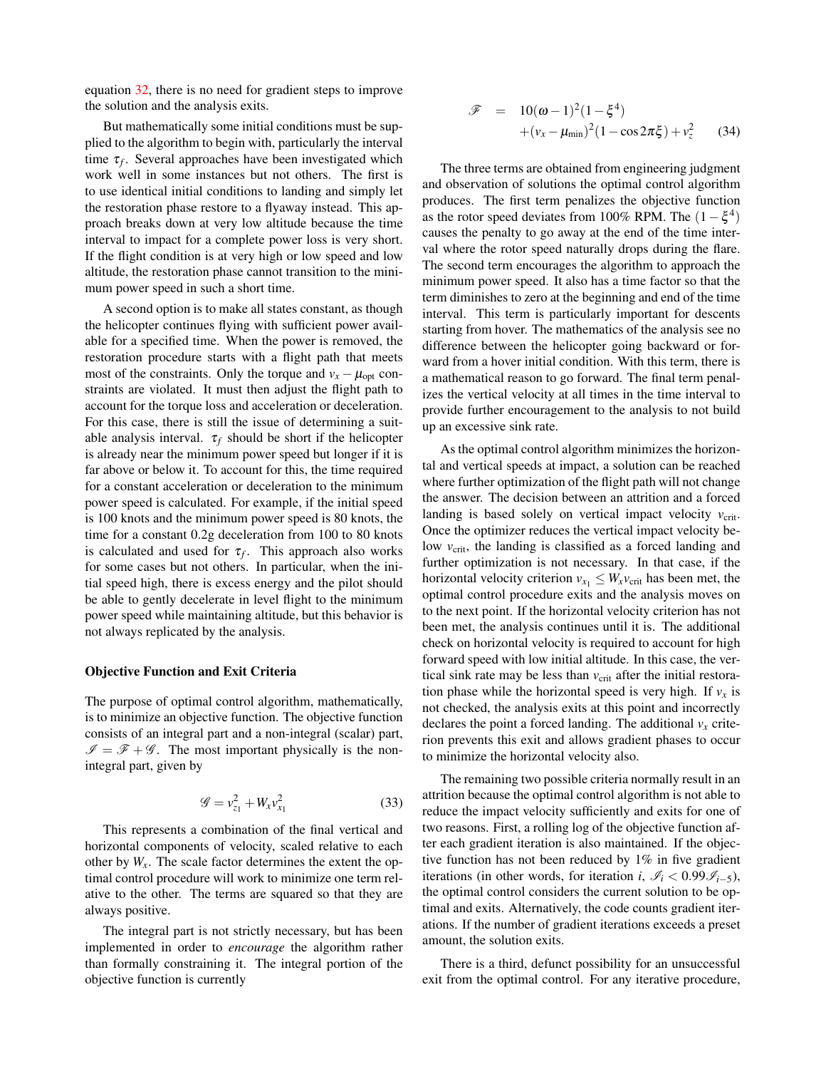equation 32, there is no need for gradient steps to improve the solution and the analysis exits.

But mathematically some initial conditions must be supplied to the algorithm to begin with, particularly the interval time $\tau_f$. Several approaches have been investigated which work well in some instances but not others. The first is to use identical initial conditions to landing and simply let the restoration phase restore to a flyaway instead. This approach breaks down at very low altitude because the time interval to impact for a complete power loss is very short. If the flight condition is at very high or low speed and low altitude, the restoration phase cannot transition to the minimum power speed in such a short time.

A second option is to make all states constant, as though the helicopter continues flying with sufficient power available for a specified time. When the power is removed, the restoration procedure starts with a flight path that meets most of the constraints. Only the torque and $v_x - \mu_{\text{opt}}$ constraints are violated. It must then adjust the flight path to account for the torque loss and acceleration or deceleration. For this case, there is still the issue of determining a suitable analysis interval. $\tau_f$ should be short if the helicopter is already near the minimum power speed but longer if it is far above or below it. To account for this, the time required for a constant acceleration or deceleration to the minimum power speed is calculated. For example, if the initial speed is 100 knots and the minimum power speed is 80 knots, the time for a constant 0.2g deceleration from 100 to 80 knots is calculated and used for $\tau_f$. This approach also works for some cases but not others. In particular, when the initial speed high, there is excess energy and the pilot should be able to gently decelerate in level flight to the minimum power speed while maintaining altitude, but this behavior is not always replicated by the analysis.

### Objective Function and Exit Criteria

The purpose of optimal control algorithm, mathematically, is to minimize an objective function. The objective function consists of an integral part and a non-integral (scalar) part, $\mathscr{I} = \mathscr{F} + \mathscr{G}$. The most important physically is the non-integral part, given by

$$\mathscr{G} = v_{z_1}^2 + W_x v_{x_1}^2 \tag{33}$$

This represents a combination of the final vertical and horizontal components of velocity, scaled relative to each other by $W_x$. The scale factor determines the extent the optimal control procedure will work to minimize one term relative to the other. The terms are squared so that they are always positive.

The integral part is not strictly necessary, but has been implemented in order to *encourage* the algorithm rather than formally constraining it. The integral portion of the objective function is currently

$$\begin{aligned}\mathscr{F} &= 10(\omega-1)^2(1-\xi^4) \\ &\quad +(v_x-\mu_{\text{min}})^2(1-\cos 2\pi\xi)+v_z^2\end{aligned} \tag{34}$$

The three terms are obtained from engineering judgment and observation of solutions the optimal control algorithm produces. The first term penalizes the objective function as the rotor speed deviates from 100% RPM. The $(1-\xi^4)$ causes the penalty to go away at the end of the time interval where the rotor speed naturally drops during the flare. The second term encourages the algorithm to approach the minimum power speed. It also has a time factor so that the term diminishes to zero at the beginning and end of the time interval. This term is particularly important for descents starting from hover. The mathematics of the analysis see no difference between the helicopter going backward or forward from a hover initial condition. With this term, there is a mathematical reason to go forward. The final term penalizes the vertical velocity at all times in the time interval to provide further encouragement to the analysis to not build up an excessive sink rate.

As the optimal control algorithm minimizes the horizontal and vertical speeds at impact, a solution can be reached where further optimization of the flight path will not change the answer. The decision between an attrition and a forced landing is based solely on vertical impact velocity $v_{\text{crit}}$. Once the optimizer reduces the vertical impact velocity below $v_{\text{crit}}$, the landing is classified as a forced landing and further optimization is not necessary. In that case, if the horizontal velocity criterion $v_{x_1} \leq W_x v_{\text{crit}}$ has been met, the optimal control procedure exits and the analysis moves on to the next point. If the horizontal velocity criterion has not been met, the analysis continues until it is. The additional check on horizontal velocity is required to account for high forward speed with low initial altitude. In this case, the vertical sink rate may be less than $v_{\text{crit}}$ after the initial restoration phase while the horizontal speed is very high. If $v_x$ is not checked, the analysis exits at this point and incorrectly declares the point a forced landing. The additional $v_x$ criterion prevents this exit and allows gradient phases to occur to minimize the horizontal velocity also.

The remaining two possible criteria normally result in an attrition because the optimal control algorithm is not able to reduce the impact velocity sufficiently and exits for one of two reasons. First, a rolling log of the objective function after each gradient iteration is also maintained. If the objective function has not been reduced by 1% in five gradient iterations (in other words, for iteration $i$, $\mathscr{I}_i < 0.99\mathscr{I}_{i-5}$), the optimal control considers the current solution to be optimal and exits. Alternatively, the code counts gradient iterations. If the number of gradient iterations exceeds a preset amount, the solution exits.

There is a third, defunct possibility for an unsuccessful exit from the optimal control. For any iterative procedure,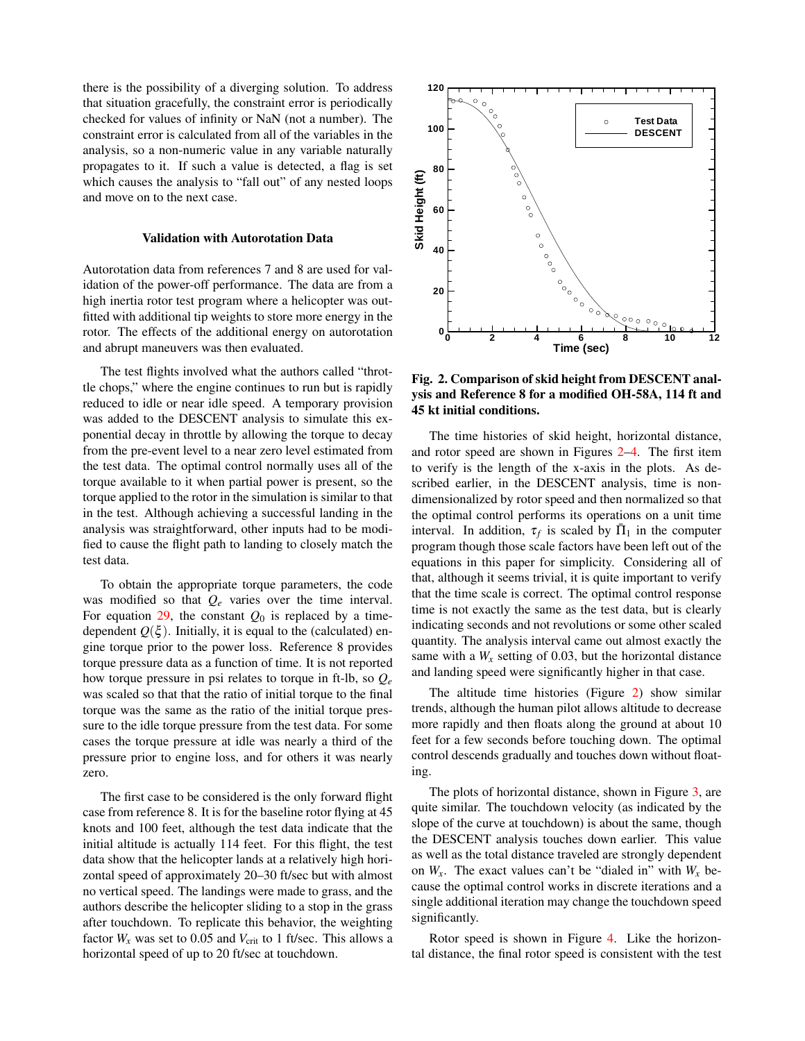there is the possibility of a diverging solution. To address that situation gracefully, the constraint error is periodically checked for values of infinity or NaN (not a number). The constraint error is calculated from all of the variables in the analysis, so a non-numeric value in any variable naturally propagates to it. If such a value is detected, a flag is set which causes the analysis to "fall out" of any nested loops and move on to the next case.

### Validation with Autorotation Data

Autorotation data from references 7 and 8 are used for validation of the power-off performance. The data are from a high inertia rotor test program where a helicopter was outfitted with additional tip weights to store more energy in the rotor. The effects of the additional energy on autorotation and abrupt maneuvers was then evaluated.

The test flights involved what the authors called "throttle chops," where the engine continues to run but is rapidly reduced to idle or near idle speed. A temporary provision was added to the DESCENT analysis to simulate this exponential decay in throttle by allowing the torque to decay from the pre-event level to a near zero level estimated from the test data. The optimal control normally uses all of the torque available to it when partial power is present, so the torque applied to the rotor in the simulation is similar to that in the test. Although achieving a successful landing in the analysis was straightforward, other inputs had to be modified to cause the flight path to landing to closely match the test data.

To obtain the appropriate torque parameters, the code was modified so that $Q_e$ varies over the time interval. For equation 29, the constant $Q_0$ is replaced by a time-dependent $Q(\xi)$. Initially, it is equal to the (calculated) engine torque prior to the power loss. Reference 8 provides torque pressure data as a function of time. It is not reported how torque pressure in psi relates to torque in ft-lb, so $Q_e$ was scaled so that that the ratio of initial torque to the final torque was the same as the ratio of the initial torque pressure to the idle torque pressure from the test data. For some cases the torque pressure at idle was nearly a third of the pressure prior to engine loss, and for others it was nearly zero.

The first case to be considered is the only forward flight case from reference 8. It is for the baseline rotor flying at 45 knots and 100 feet, although the test data indicate that the initial altitude is actually 114 feet. For this flight, the test data show that the helicopter lands at a relatively high horizontal speed of approximately 20–30 ft/sec but with almost no vertical speed. The landings were made to grass, and the authors describe the helicopter sliding to a stop in the grass after touchdown. To replicate this behavior, the weighting factor $W_x$ was set to 0.05 and $V_{\text{crit}}$ to 1 ft/sec. This allows a horizontal speed of up to 20 ft/sec at touchdown.

**Fig. 2. Comparison of skid height from DESCENT analysis and Reference 8 for a modified OH-58A, 114 ft and 45 kt initial conditions.**

The time histories of skid height, horizontal distance, and rotor speed are shown in Figures 2–4. The first item to verify is the length of the x-axis in the plots. As described earlier, in the DESCENT analysis, time is nondimensionalized by rotor speed and then normalized so that the optimal control performs its operations on a unit time interval. In addition, $\tau_f$ is scaled by $\bar{\Pi}_1$ in the computer program though those scale factors have been left out of the equations in this paper for simplicity. Considering all of that, although it seems trivial, it is quite important to verify that the time scale is correct. The optimal control response time is not exactly the same as the test data, but is clearly indicating seconds and not revolutions or some other scaled quantity. The analysis interval came out almost exactly the same with a $W_x$ setting of 0.03, but the horizontal distance and landing speed were significantly higher in that case.

The altitude time histories (Figure 2) show similar trends, although the human pilot allows altitude to decrease more rapidly and then floats along the ground at about 10 feet for a few seconds before touching down. The optimal control descends gradually and touches down without floating.

The plots of horizontal distance, shown in Figure 3, are quite similar. The touchdown velocity (as indicated by the slope of the curve at touchdown) is about the same, though the DESCENT analysis touches down earlier. This value as well as the total distance traveled are strongly dependent on $W_x$. The exact values can't be "dialed in" with $W_x$ because the optimal control works in discrete iterations and a single additional iteration may change the touchdown speed significantly.

Rotor speed is shown in Figure 4. Like the horizontal distance, the final rotor speed is consistent with the test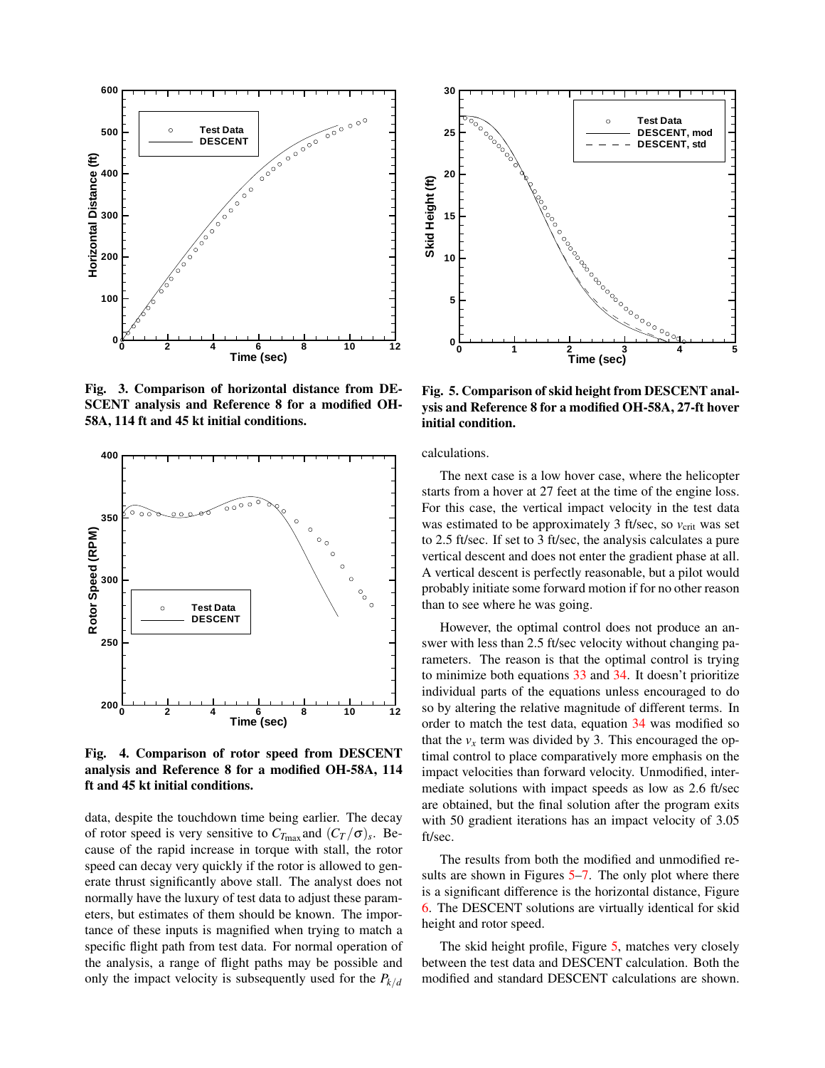Fig. 3. Comparison of horizontal distance from DESCENT analysis and Reference 8 for a modified OH-58A, 114 ft and 45 kt initial conditions.

Fig. 4. Comparison of rotor speed from DESCENT analysis and Reference 8 for a modified OH-58A, 114 ft and 45 kt initial conditions.

data, despite the touchdown time being earlier. The decay of rotor speed is very sensitive to $C_{T_{\max}}$ and $(C_T/\sigma)_s$. Because of the rapid increase in torque with stall, the rotor speed can decay very quickly if the rotor is allowed to generate thrust significantly above stall. The analyst does not normally have the luxury of test data to adjust these parameters, but estimates of them should be known. The importance of these inputs is magnified when trying to match a specific flight path from test data. For normal operation of the analysis, a range of flight paths may be possible and only the impact velocity is subsequently used for the $P_{k/d}$ calculations.

Fig. 5. Comparison of skid height from DESCENT analysis and Reference 8 for a modified OH-58A, 27-ft hover initial condition.

The next case is a low hover case, where the helicopter starts from a hover at 27 feet at the time of the engine loss. For this case, the vertical impact velocity in the test data was estimated to be approximately 3 ft/sec, so $v_{\text{crit}}$ was set to 2.5 ft/sec. If set to 3 ft/sec, the analysis calculates a pure vertical descent and does not enter the gradient phase at all. A vertical descent is perfectly reasonable, but a pilot would probably initiate some forward motion if for no other reason than to see where he was going.

However, the optimal control does not produce an answer with less than 2.5 ft/sec velocity without changing parameters. The reason is that the optimal control is trying to minimize both equations 33 and 34. It doesn't prioritize individual parts of the equations unless encouraged to do so by altering the relative magnitude of different terms. In order to match the test data, equation 34 was modified so that the $v_x$ term was divided by 3. This encouraged the optimal control to place comparatively more emphasis on the impact velocities than forward velocity. Unmodified, intermediate solutions with impact speeds as low as 2.6 ft/sec are obtained, but the final solution after the program exits with 50 gradient iterations has an impact velocity of 3.05 ft/sec.

The results from both the modified and unmodified results are shown in Figures 5–7. The only plot where there is a significant difference is the horizontal distance, Figure 6. The DESCENT solutions are virtually identical for skid height and rotor speed.

The skid height profile, Figure 5, matches very closely between the test data and DESCENT calculation. Both the modified and standard DESCENT calculations are shown.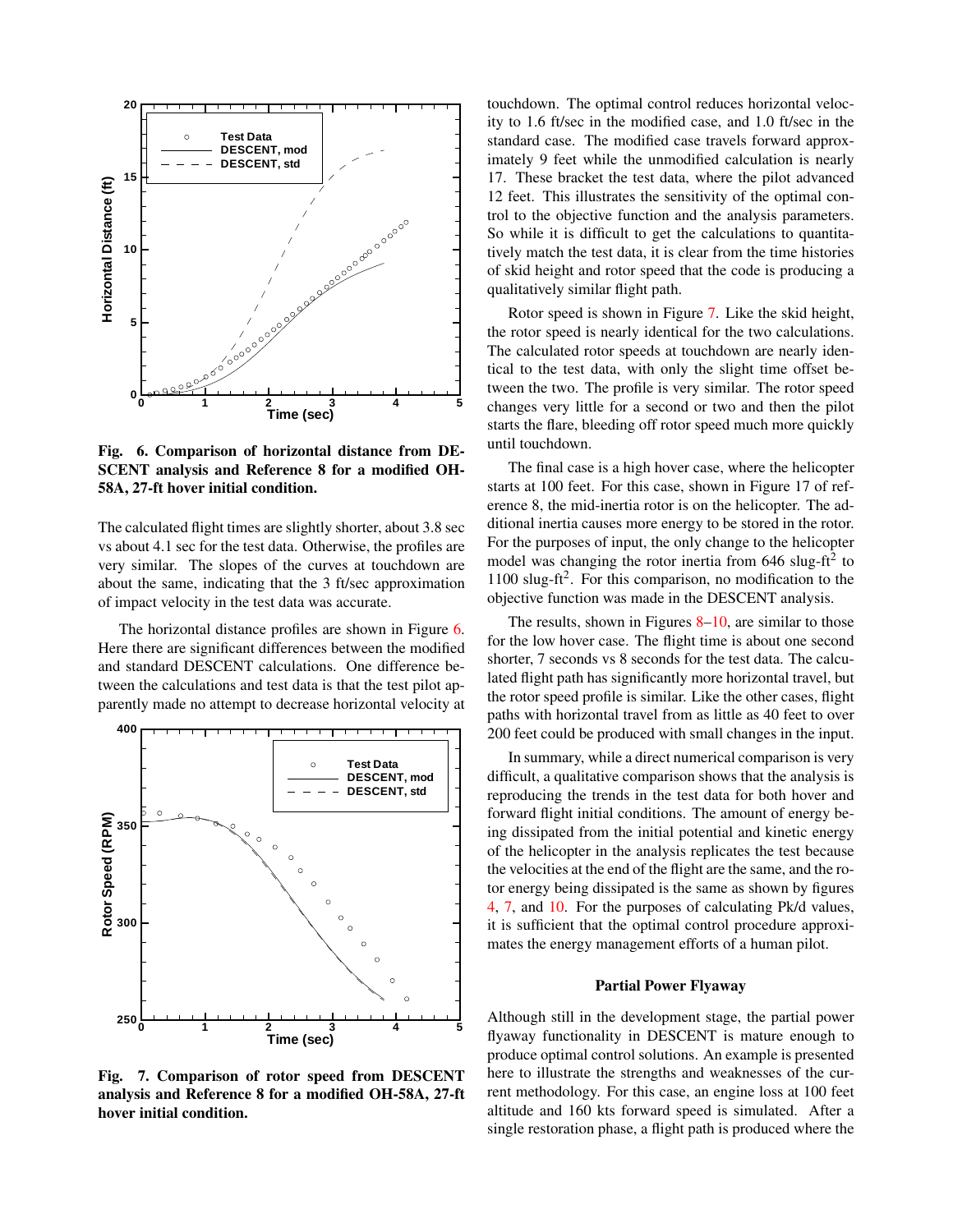Fig. 6. Comparison of horizontal distance from DESCENT analysis and Reference 8 for a modified OH-58A, 27-ft hover initial condition.

The calculated flight times are slightly shorter, about 3.8 sec vs about 4.1 sec for the test data. Otherwise, the profiles are very similar. The slopes of the curves at touchdown are about the same, indicating that the 3 ft/sec approximation of impact velocity in the test data was accurate.

The horizontal distance profiles are shown in Figure 6. Here there are significant differences between the modified and standard DESCENT calculations. One difference between the calculations and test data is that the test pilot apparently made no attempt to decrease horizontal velocity at touchdown. The optimal control reduces horizontal velocity to 1.6 ft/sec in the modified case, and 1.0 ft/sec in the standard case. The modified case travels forward approximately 9 feet while the unmodified calculation is nearly 17. These bracket the test data, where the pilot advanced 12 feet. This illustrates the sensitivity of the optimal control to the objective function and the analysis parameters. So while it is difficult to get the calculations to quantitatively match the test data, it is clear from the time histories of skid height and rotor speed that the code is producing a qualitatively similar flight path.

Fig. 7. Comparison of rotor speed from DESCENT analysis and Reference 8 for a modified OH-58A, 27-ft hover initial condition.

Rotor speed is shown in Figure 7. Like the skid height, the rotor speed is nearly identical for the two calculations. The calculated rotor speeds at touchdown are nearly identical to the test data, with only the slight time offset between the two. The profile is very similar. The rotor speed changes very little for a second or two and then the pilot starts the flare, bleeding off rotor speed much more quickly until touchdown.

The final case is a high hover case, where the helicopter starts at 100 feet. For this case, shown in Figure 17 of reference 8, the mid-inertia rotor is on the helicopter. The additional inertia causes more energy to be stored in the rotor. For the purposes of input, the only change to the helicopter model was changing the rotor inertia from 646 slug-ft$^2$ to 1100 slug-ft$^2$. For this comparison, no modification to the objective function was made in the DESCENT analysis.

The results, shown in Figures 8–10, are similar to those for the low hover case. The flight time is about one second shorter, 7 seconds vs 8 seconds for the test data. The calculated flight path has significantly more horizontal travel, but the rotor speed profile is similar. Like the other cases, flight paths with horizontal travel from as little as 40 feet to over 200 feet could be produced with small changes in the input.

In summary, while a direct numerical comparison is very difficult, a qualitative comparison shows that the analysis is reproducing the trends in the test data for both hover and forward flight initial conditions. The amount of energy being dissipated from the initial potential and kinetic energy of the helicopter in the analysis replicates the test because the velocities at the end of the flight are the same, and the rotor energy being dissipated is the same as shown by figures 4, 7, and 10. For the purposes of calculating Pk/d values, it is sufficient that the optimal control procedure approximates the energy management efforts of a human pilot.

### Partial Power Flyaway

Although still in the development stage, the partial power flyaway functionality in DESCENT is mature enough to produce optimal control solutions. An example is presented here to illustrate the strengths and weaknesses of the current methodology. For this case, an engine loss at 100 feet altitude and 160 kts forward speed is simulated. After a single restoration phase, a flight path is produced where the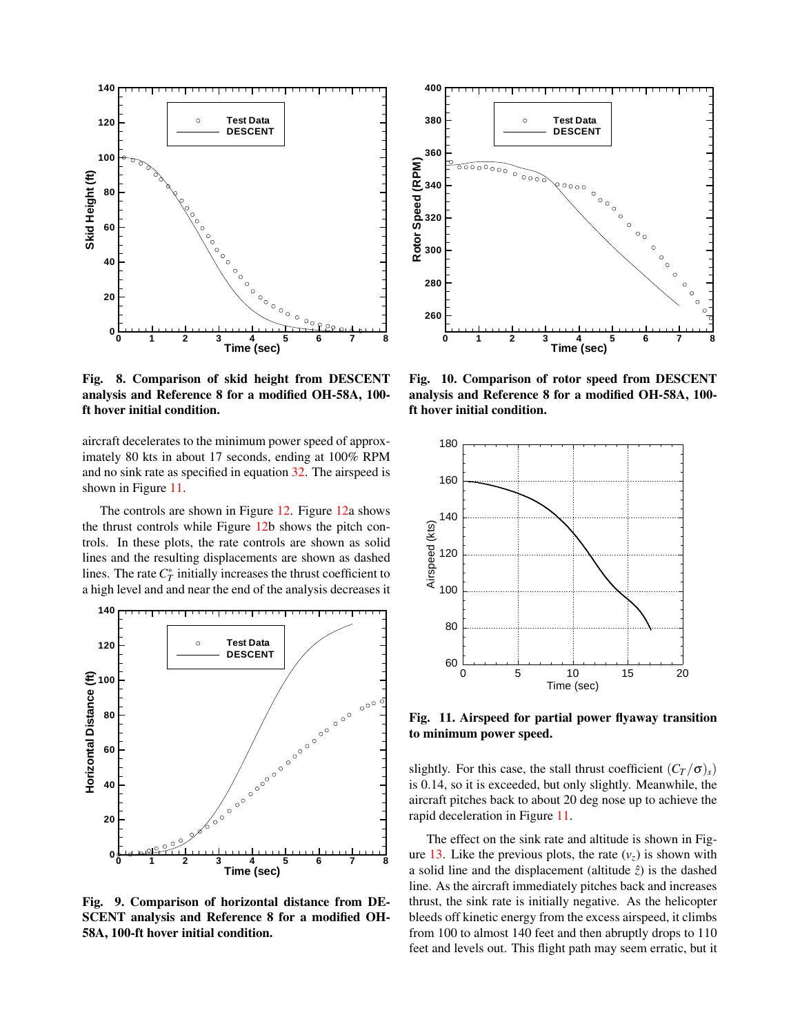Fig. 8. Comparison of skid height from DESCENT analysis and Reference 8 for a modified OH-58A, 100-ft hover initial condition.

aircraft decelerates to the minimum power speed of approximately 80 kts in about 17 seconds, ending at 100% RPM and no sink rate as specified in equation 32. The airspeed is shown in Figure 11.

The controls are shown in Figure 12. Figure 12a shows the thrust controls while Figure 12b shows the pitch controls. In these plots, the rate controls are shown as solid lines and the resulting displacements are shown as dashed lines. The rate $C_T^*$ initially increases the thrust coefficient to a high level and and near the end of the analysis decreases it slightly. For this case, the stall thrust coefficient $(C_T/\sigma)_s$ is 0.14, so it is exceeded, but only slightly. Meanwhile, the aircraft pitches back to about 20 deg nose up to achieve the rapid deceleration in Figure 11.

The effect on the sink rate and altitude is shown in Figure 13. Like the previous plots, the rate ($v_z$) is shown with a solid line and the displacement (altitude $\hat{z}$) is the dashed line. As the aircraft immediately pitches back and increases thrust, the sink rate is initially negative. As the helicopter bleeds off kinetic energy from the excess airspeed, it climbs from 100 to almost 140 feet and then abruptly drops to 110 feet and levels out. This flight path may seem erratic, but it

Fig. 9. Comparison of horizontal distance from DESCENT analysis and Reference 8 for a modified OH-58A, 100-ft hover initial condition.

Fig. 10. Comparison of rotor speed from DESCENT analysis and Reference 8 for a modified OH-58A, 100-ft hover initial condition.

Fig. 11. Airspeed for partial power flyaway transition to minimum power speed.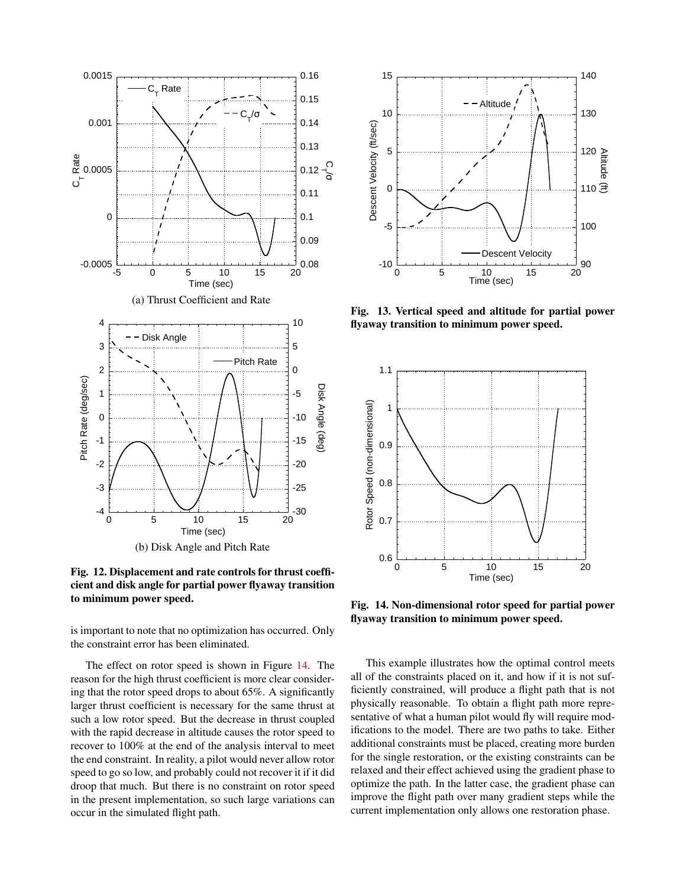(a) Thrust Coefficient and Rate

(b) Disk Angle and Pitch Rate

**Fig. 12. Displacement and rate controls for thrust coefficient and disk angle for partial power flyaway transition to minimum power speed.**

is important to note that no optimization has occurred. Only the constraint error has been eliminated.

The effect on rotor speed is shown in Figure 14. The reason for the high thrust coefficient is more clear considering that the rotor speed drops to about 65%. A significantly larger thrust coefficient is necessary for the same thrust at such a low rotor speed. But the decrease in thrust coupled with the rapid decrease in altitude causes the rotor speed to recover to 100% at the end of the analysis interval to meet the end constraint. In reality, a pilot would never allow rotor speed to go so low, and probably could not recover it if it did droop that much. But there is no constraint on rotor speed in the present implementation, so such large variations can occur in the simulated flight path.

**Fig. 13. Vertical speed and altitude for partial power flyaway transition to minimum power speed.**

**Fig. 14. Non-dimensional rotor speed for partial power flyaway transition to minimum power speed.**

This example illustrates how the optimal control meets all of the constraints placed on it, and how if it is not sufficiently constrained, will produce a flight path that is not physically reasonable. To obtain a flight path more representative of what a human pilot would fly will require modifications to the model. There are two paths to take. Either additional constraints must be placed, creating more burden for the single restoration, or the existing constraints can be relaxed and their effect achieved using the gradient phase to optimize the path. In the latter case, the gradient phase can improve the flight path over many gradient steps while the current implementation only allows one restoration phase.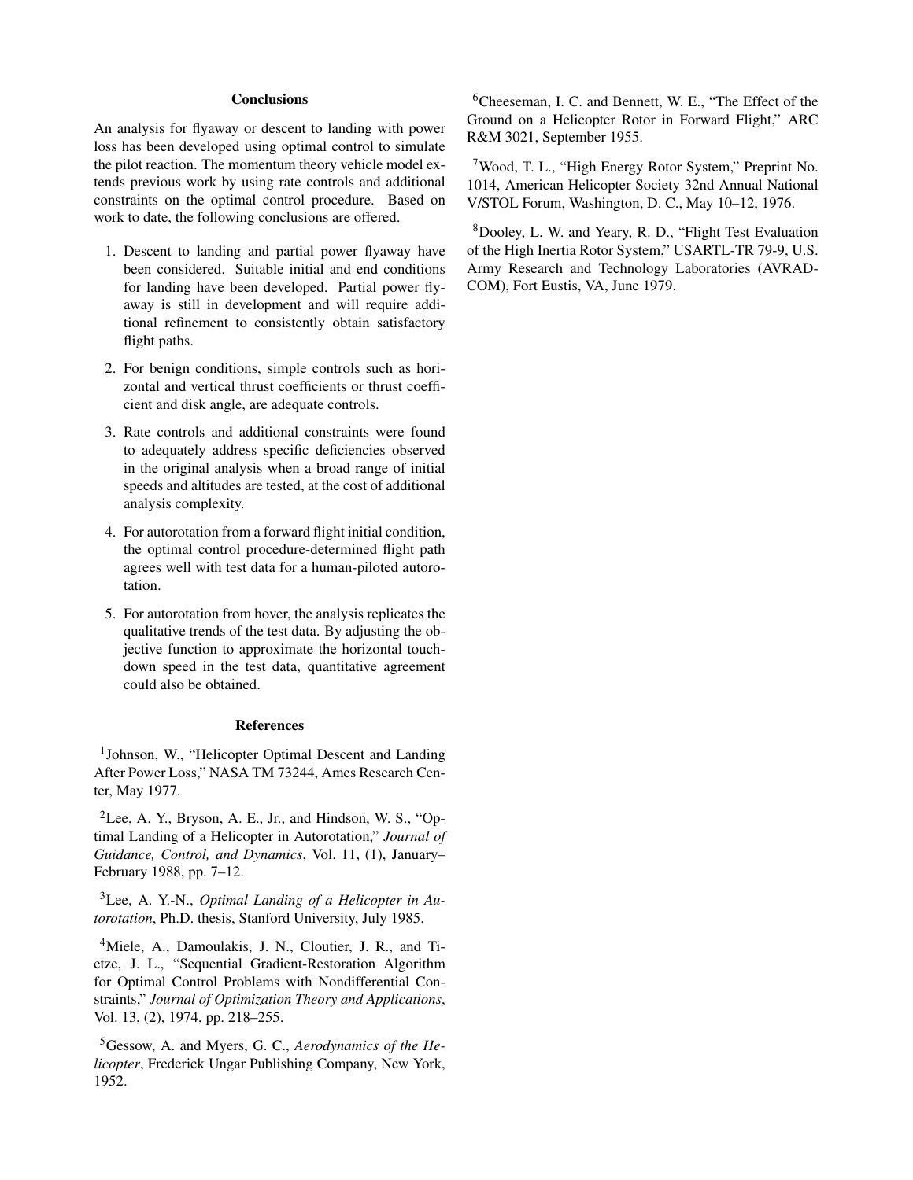## Conclusions

An analysis for flyaway or descent to landing with power loss has been developed using optimal control to simulate the pilot reaction. The momentum theory vehicle model extends previous work by using rate controls and additional constraints on the optimal control procedure. Based on work to date, the following conclusions are offered.

1. Descent to landing and partial power flyaway have been considered. Suitable initial and end conditions for landing have been developed. Partial power flyaway is still in development and will require additional refinement to consistently obtain satisfactory flight paths.

2. For benign conditions, simple controls such as horizontal and vertical thrust coefficients or thrust coefficient and disk angle, are adequate controls.

3. Rate controls and additional constraints were found to adequately address specific deficiencies observed in the original analysis when a broad range of initial speeds and altitudes are tested, at the cost of additional analysis complexity.

4. For autorotation from a forward flight initial condition, the optimal control procedure-determined flight path agrees well with test data for a human-piloted autorotation.

5. For autorotation from hover, the analysis replicates the qualitative trends of the test data. By adjusting the objective function to approximate the horizontal touchdown speed in the test data, quantitative agreement could also be obtained.

## References

[1]Johnson, W., "Helicopter Optimal Descent and Landing After Power Loss," NASA TM 73244, Ames Research Center, May 1977.

[2]Lee, A. Y., Bryson, A. E., Jr., and Hindson, W. S., "Optimal Landing of a Helicopter in Autorotation," *Journal of Guidance, Control, and Dynamics*, Vol. 11, (1), January–February 1988, pp. 7–12.

[3]Lee, A. Y.-N., *Optimal Landing of a Helicopter in Autorotation*, Ph.D. thesis, Stanford University, July 1985.

[4]Miele, A., Damoulakis, J. N., Cloutier, J. R., and Tietze, J. L., "Sequential Gradient-Restoration Algorithm for Optimal Control Problems with Nondifferential Constraints," *Journal of Optimization Theory and Applications*, Vol. 13, (2), 1974, pp. 218–255.

[5]Gessow, A. and Myers, G. C., *Aerodynamics of the Helicopter*, Frederick Ungar Publishing Company, New York, 1952.

[6]Cheeseman, I. C. and Bennett, W. E., "The Effect of the Ground on a Helicopter Rotor in Forward Flight," ARC R&M 3021, September 1955.

[7]Wood, T. L., "High Energy Rotor System," Preprint No. 1014, American Helicopter Society 32nd Annual National V/STOL Forum, Washington, D. C., May 10–12, 1976.

[8]Dooley, L. W. and Yeary, R. D., "Flight Test Evaluation of the High Inertia Rotor System," USARTL-TR 79-9, U.S. Army Research and Technology Laboratories (AVRADCOM), Fort Eustis, VA, June 1979.